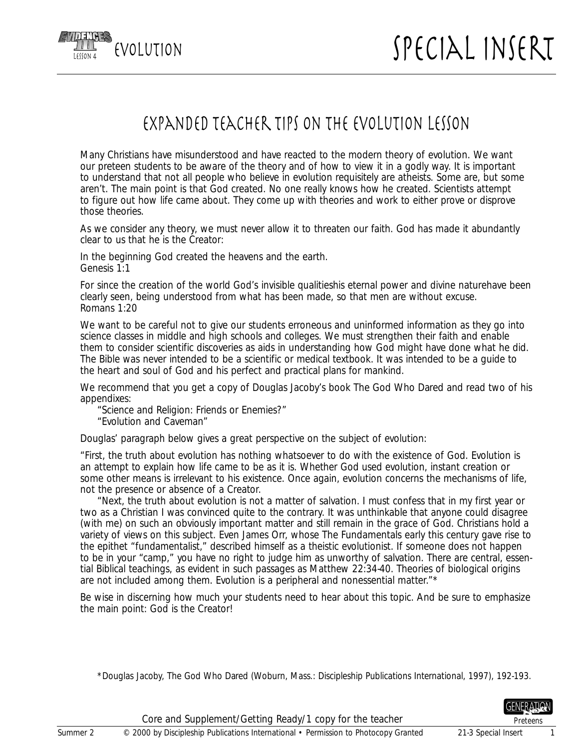# SPECIAL INSERT

## EXPANDED TEACHER TIPS ON THE EVOLUTION LESSON

Many Christians have misunderstood and have reacted to the modern theory of evolution. We want our preteen students to be aware of the theory and of how to view it in a godly way. It is important to understand that not all people who believe in evolution requisitely are atheists. Some are, but some aren't. The main point is that God created. No one really knows how he created. Scientists attempt to figure out how life came about. They come up with theories and work to either prove or disprove those theories.

As we consider any theory, we must never allow it to threaten our faith. God has made it abundantly clear to us that he is the Creator:

In the beginning God created the heavens and the earth.
Genesis 1:1

For since the creation of the world God's invisible qualitieshis eternal power and divine naturehave been clearly seen, being understood from what has been made, so that men are without excuse.
Romans 1:20

We want to be careful not to give our students erroneous and uninformed information as they go into science classes in middle and high schools and colleges. We must strengthen their faith and enable them to consider scientific discoveries as aids in understanding how God might have done what he did. The Bible was never intended to be a scientific or medical textbook. It was intended to be a guide to the heart and soul of God and his perfect and practical plans for mankind.

We recommend that you get a copy of Douglas Jacoby's book The God Who Dared and read two of his appendixes:

"Science and Religion: Friends or Enemies?"
"Evolution and Caveman"

Douglas' paragraph below gives a great perspective on the subject of evolution:

"First, the truth about evolution has nothing whatsoever to do with the existence of God. Evolution is an attempt to explain how life came to be as it is. Whether God used evolution, instant creation or some other means is irrelevant to his existence. Once again, evolution concerns the mechanisms of life, not the presence or absence of a Creator.

"Next, the truth about evolution is not a matter of salvation. I must confess that in my first year or two as a Christian I was convinced quite to the contrary. It was unthinkable that anyone could disagree (with me) on such an obviously important matter and still remain in the grace of God. Christians hold a variety of views on this subject. Even James Orr, whose The Fundamentals early this century gave rise to the epithet "fundamentalist," described himself as a theistic evolutionist. If someone does not happen to be in your "camp," you have no right to judge him as unworthy of salvation. There are central, essential Biblical teachings, as evident in such passages as Matthew 22:34-40. Theories of biological origins are not included among them. Evolution is a peripheral and nonessential matter."*

Be wise in discerning how much your students need to hear about this topic. And be sure to emphasize the main point: God is the Creator!

*Douglas Jacoby, The God Who Dared (Woburn, Mass.: Discipleship Publications International, 1997), 192-193.

Core and Supplement/Getting Ready/1 copy for the teacher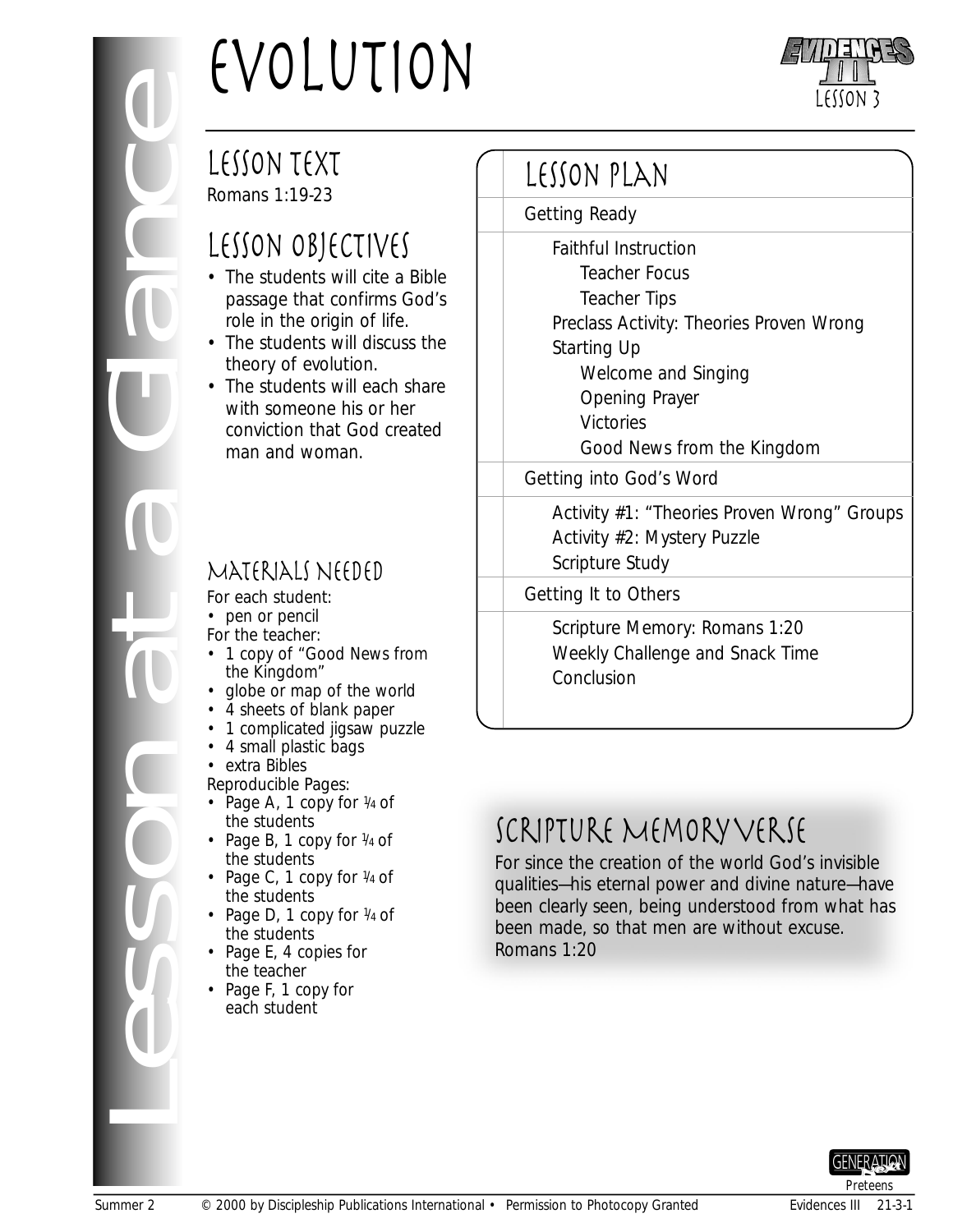# Evolution

Lesson 3

## Lesson at a Glance

## Lesson Text

Romans 1:19-23

## Lesson Objectives

- The students will cite a Bible passage that confirms God's role in the origin of life.
- The students will discuss the theory of evolution.
- The students will each share with someone his or her conviction that God created man and woman.

## Materials Needed

For each student:
- pen or pencil

For the teacher:
- 1 copy of "Good News from the Kingdom"
- globe or map of the world
- 4 sheets of blank paper
- 1 complicated jigsaw puzzle
- 4 small plastic bags
- extra Bibles

Reproducible Pages:
- Page A, 1 copy for ¼ of the students
- Page B, 1 copy for ¼ of the students
- Page C, 1 copy for ¼ of the students
- Page D, 1 copy for ¼ of the students
- Page E, 4 copies for the teacher
- Page F, 1 copy for each student

## Lesson Plan

**Getting Ready**
- Faithful Instruction
  - Teacher Focus
  - Teacher Tips
- Preclass Activity: Theories Proven Wrong
- Starting Up
  - Welcome and Singing
  - Opening Prayer
  - Victories
  - Good News from the Kingdom

**Getting into God's Word**
- Activity #1: "Theories Proven Wrong" Groups
- Activity #2: Mystery Puzzle
- Scripture Study

**Getting It to Others**
- Scripture Memory: Romans 1:20
- Weekly Challenge and Snack Time
- Conclusion

## Scripture Memory Verse

For since the creation of the world God's invisible qualities—his eternal power and divine nature—have been clearly seen, being understood from what has been made, so that men are without excuse.
Romans 1:20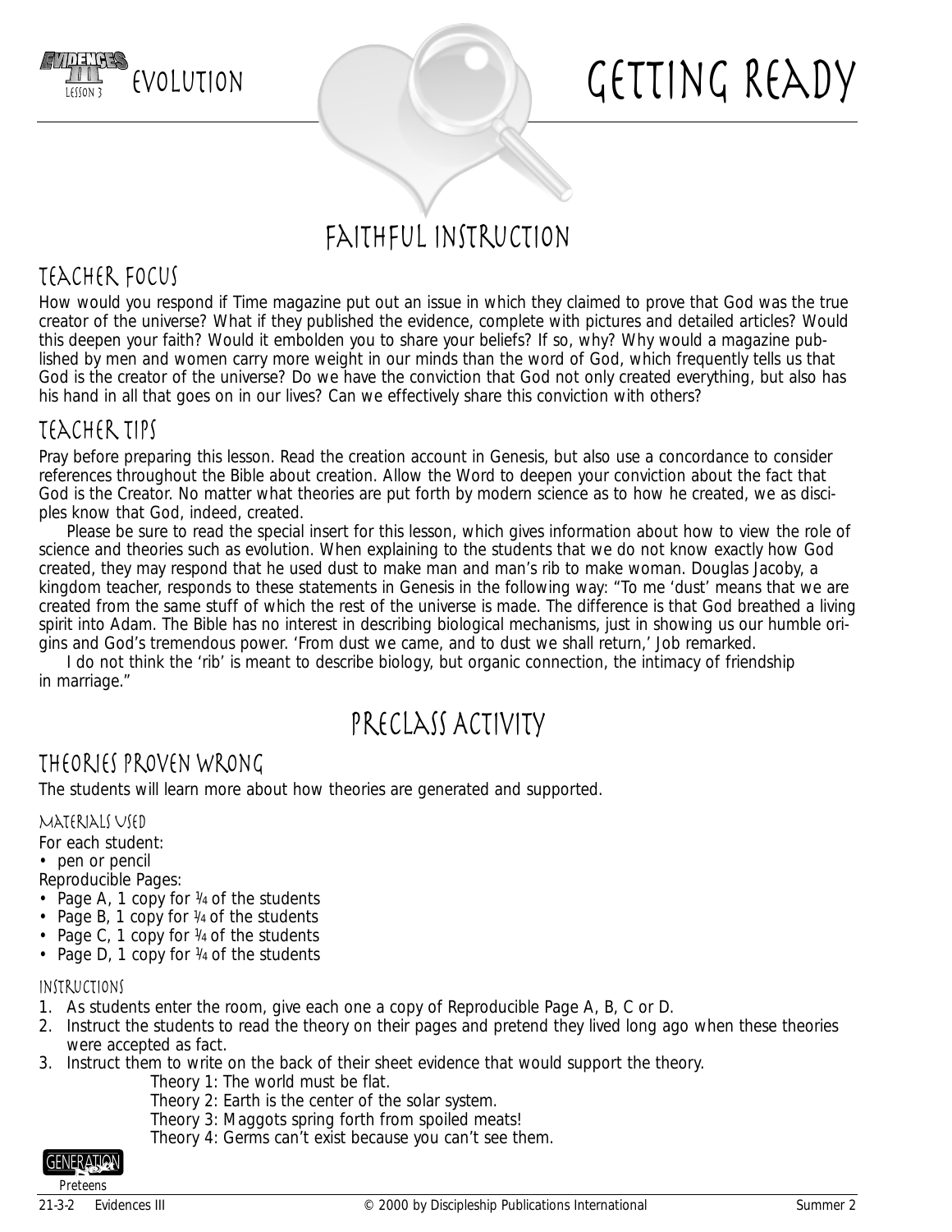# Evolution

# Getting Ready

## Faithful Instruction

### Teacher Focus

How would you respond if Time magazine put out an issue in which they claimed to prove that God was the true creator of the universe? What if they published the evidence, complete with pictures and detailed articles? Would this deepen your faith? Would it embolden you to share your beliefs? If so, why? Why would a magazine published by men and women carry more weight in our minds than the word of God, which frequently tells us that God is the creator of the universe? Do we have the conviction that God not only created everything, but also has his hand in all that goes on in our lives? Can we effectively share this conviction with others?

### Teacher Tips

Pray before preparing this lesson. Read the creation account in Genesis, but also use a concordance to consider references throughout the Bible about creation. Allow the Word to deepen your conviction about the fact that God is the Creator. No matter what theories are put forth by modern science as to how he created, we as disciples know that God, indeed, created.

Please be sure to read the special insert for this lesson, which gives information about how to view the role of science and theories such as evolution. When explaining to the students that we do not know exactly how God created, they may respond that he used dust to make man and man's rib to make woman. Douglas Jacoby, a kingdom teacher, responds to these statements in Genesis in the following way: "To me 'dust' means that we are created from the same stuff of which the rest of the universe is made. The difference is that God breathed a living spirit into Adam. The Bible has no interest in describing biological mechanisms, just in showing us our humble origins and God's tremendous power. 'From dust we came, and to dust we shall return,' Job remarked.

I do not think the 'rib' is meant to describe biology, but organic connection, the intimacy of friendship in marriage."

## Preclass Activity

### Theories Proven Wrong

The students will learn more about how theories are generated and supported.

#### Materials Used

For each student:
- pen or pencil

Reproducible Pages:
- Page A, 1 copy for 1/4 of the students
- Page B, 1 copy for 1/4 of the students
- Page C, 1 copy for 1/4 of the students
- Page D, 1 copy for 1/4 of the students

#### Instructions

1. As students enter the room, give each one a copy of Reproducible Page A, B, C or D.
2. Instruct the students to read the theory on their pages and pretend they lived long ago when these theories were accepted as fact.
3. Instruct them to write on the back of their sheet evidence that would support the theory.
   - Theory 1: The world must be flat.
   - Theory 2: Earth is the center of the solar system.
   - Theory 3: Maggots spring forth from spoiled meats!
   - Theory 4: Germs can't exist because you can't see them.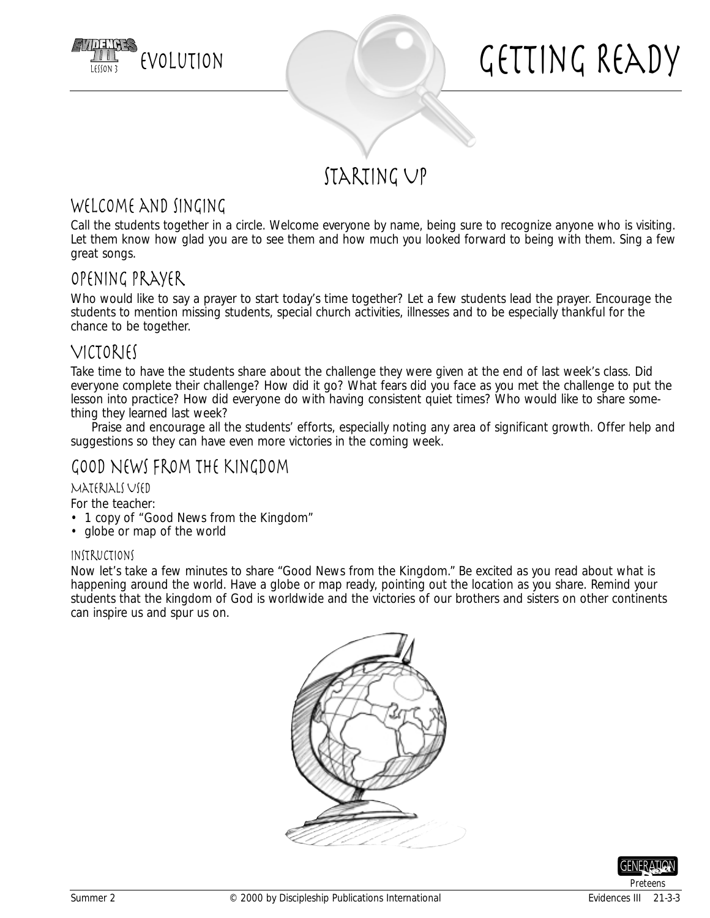# Evolution — Getting Ready

## Starting Up

### Welcome and Singing

Call the students together in a circle. Welcome everyone by name, being sure to recognize anyone who is visiting. Let them know how glad you are to see them and how much you looked forward to being with them. Sing a few great songs.

### Opening Prayer

Who would like to say a prayer to start today's time together? Let a few students lead the prayer. Encourage the students to mention missing students, special church activities, illnesses and to be especially thankful for the chance to be together.

### Victories

Take time to have the students share about the challenge they were given at the end of last week's class. Did everyone complete their challenge? How did it go? What fears did you face as you met the challenge to put the lesson into practice? How did everyone do with having consistent quiet times? Who would like to share something they learned last week?

Praise and encourage all the students' efforts, especially noting any area of significant growth. Offer help and suggestions so they can have even more victories in the coming week.

### Good News from the Kingdom

#### Materials Used

For the teacher:

- 1 copy of "Good News from the Kingdom"
- globe or map of the world

#### Instructions

Now let's take a few minutes to share "Good News from the Kingdom." Be excited as you read about what is happening around the world. Have a globe or map ready, pointing out the location as you share. Remind your students that the kingdom of God is worldwide and the victories of our brothers and sisters on other continents can inspire us and spur us on.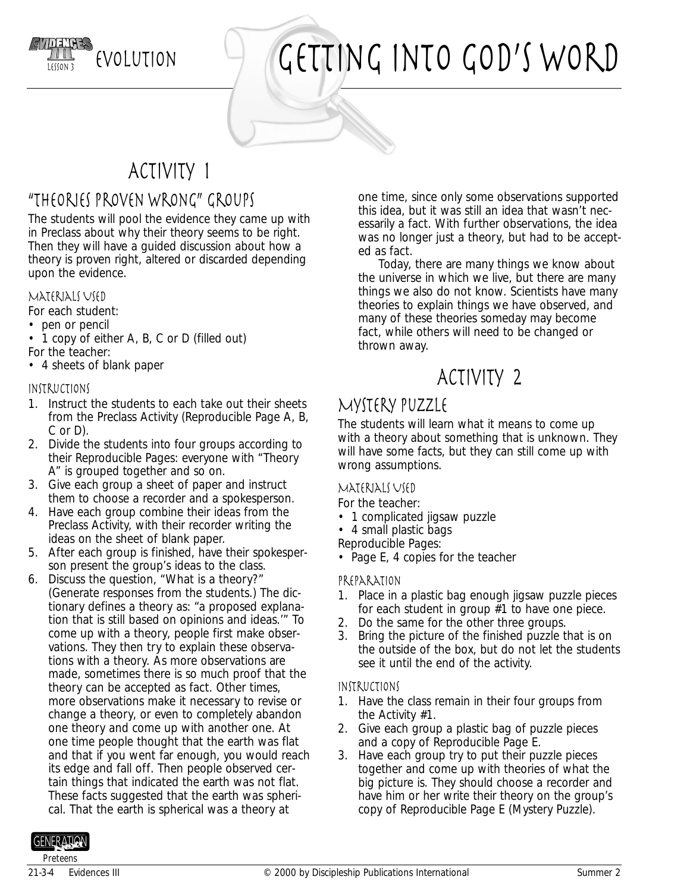# Getting Into God's Word

## Activity 1

### "Theories Proven Wrong" Groups

The students will pool the evidence they came up with in Preclass about why their theory seems to be right. Then they will have a guided discussion about how a theory is proven right, altered or discarded depending upon the evidence.

#### Materials Used

For each student:

- pen or pencil
- 1 copy of either A, B, C or D (filled out)

For the teacher:

- 4 sheets of blank paper

#### Instructions

1. Instruct the students to each take out their sheets from the Preclass Activity (Reproducible Page A, B, C or D).
2. Divide the students into four groups according to their Reproducible Pages: everyone with "Theory A" is grouped together and so on.
3. Give each group a sheet of paper and instruct them to choose a recorder and a spokesperson.
4. Have each group combine their ideas from the Preclass Activity, with their recorder writing the ideas on the sheet of blank paper.
5. After each group is finished, have their spokesperson present the group's ideas to the class.
6. Discuss the question, "What is a theory?" (Generate responses from the students.) The dictionary defines a theory as: "a proposed explanation that is still based on opinions and ideas.'" To come up with a theory, people first make observations. They then try to explain these observations with a theory. As more observations are made, sometimes there is so much proof that the theory can be accepted as fact. Other times, more observations make it necessary to revise or change a theory, or even to completely abandon one theory and come up with another one. At one time people thought that the earth was flat and that if you went far enough, you would reach its edge and fall off. Then people observed certain things that indicated the earth was not flat. These facts suggested that the earth was spherical. That the earth is spherical was a theory at one time, since only some observations supported this idea, but it was still an idea that wasn't necessarily a fact. With further observations, the idea was no longer just a theory, but had to be accepted as fact.

   Today, there are many things we know about the universe in which we live, but there are many things we also do not know. Scientists have many theories to explain things we have observed, and many of these theories someday may become fact, while others will need to be changed or thrown away.

## Activity 2

### Mystery Puzzle

The students will learn what it means to come up with a theory about something that is unknown. They will have some facts, but they can still come up with wrong assumptions.

#### Materials Used

For the teacher:

- 1 complicated jigsaw puzzle
- 4 small plastic bags

Reproducible Pages:

- Page E, 4 copies for the teacher

#### Preparation

1. Place in a plastic bag enough jigsaw puzzle pieces for each student in group #1 to have one piece.
2. Do the same for the other three groups.
3. Bring the picture of the finished puzzle that is on the outside of the box, but do not let the students see it until the end of the activity.

#### Instructions

1. Have the class remain in their four groups from the Activity #1.
2. Give each group a plastic bag of puzzle pieces and a copy of Reproducible Page E.
3. Have each group try to put their puzzle pieces together and come up with theories of what the big picture is. They should choose a recorder and have him or her write their theory on the group's copy of Reproducible Page E (Mystery Puzzle).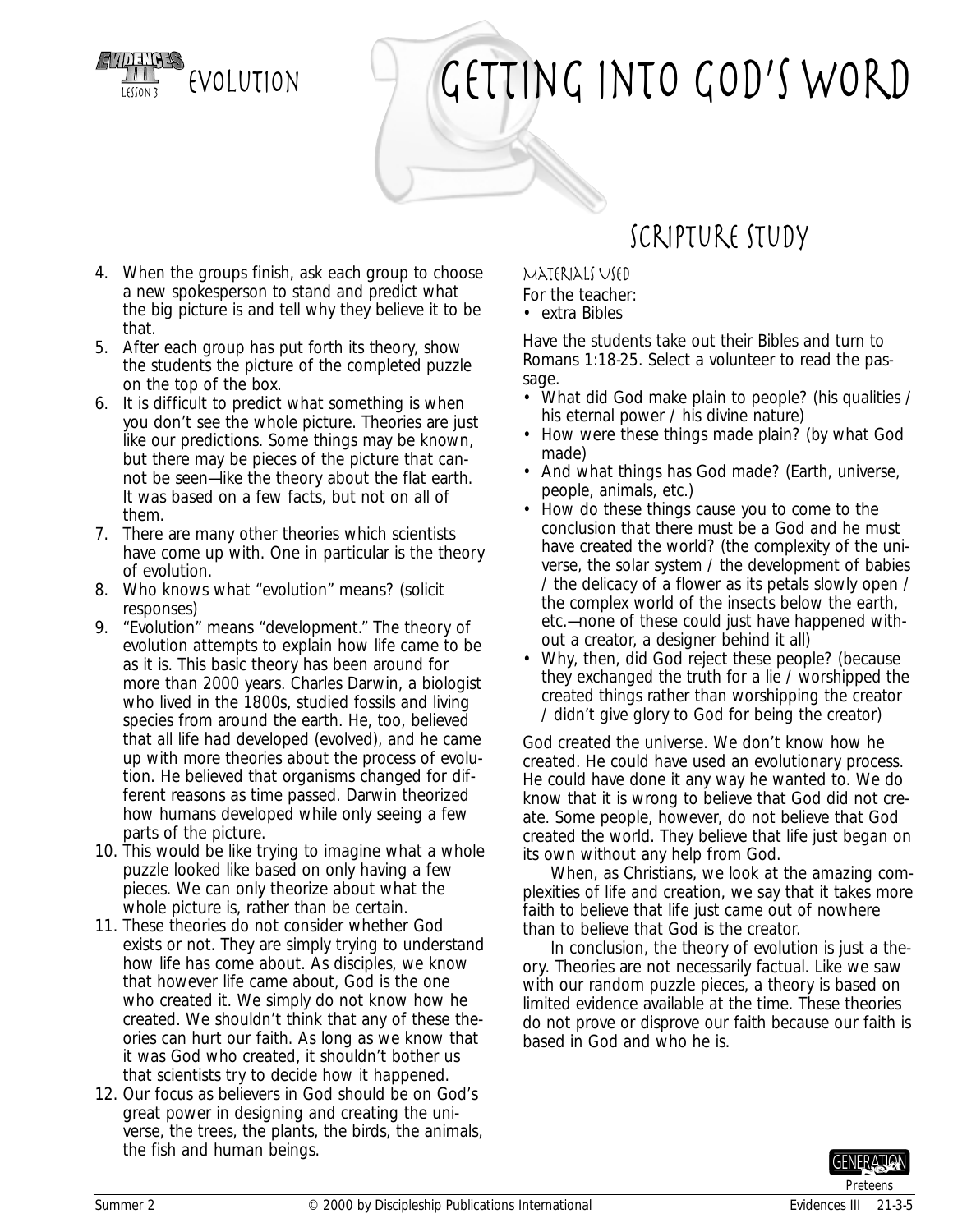# Getting Into God's Word

Evolution

4. When the groups finish, ask each group to choose a new spokesperson to stand and predict what the big picture is and tell why they believe it to be that.
5. After each group has put forth its theory, show the students the picture of the completed puzzle on the top of the box.
6. It is difficult to predict what something is when you don't see the whole picture. Theories are just like our predictions. Some things may be known, but there may be pieces of the picture that cannot be seen—like the theory about the flat earth. It was based on a few facts, but not on all of them.
7. There are many other theories which scientists have come up with. One in particular is the theory of evolution.
8. Who knows what "evolution" means? (solicit responses)
9. "Evolution" means "development." The theory of evolution attempts to explain how life came to be as it is. This basic theory has been around for more than 2000 years. Charles Darwin, a biologist who lived in the 1800s, studied fossils and living species from around the earth. He, too, believed that all life had developed (evolved), and he came up with more theories about the process of evolution. He believed that organisms changed for different reasons as time passed. Darwin theorized how humans developed while only seeing a few parts of the picture.
10. This would be like trying to imagine what a whole puzzle looked like based on only having a few pieces. We can only theorize about what the whole picture is, rather than be certain.
11. These theories do not consider whether God exists or not. They are simply trying to understand how life has come about. As disciples, we know that however life came about, God is the one who created it. We simply do not know how he created. We shouldn't think that any of these theories can hurt our faith. As long as we know that it was God who created, it shouldn't bother us that scientists try to decide how it happened.
12. Our focus as believers in God should be on God's great power in designing and creating the universe, the trees, the plants, the birds, the animals, the fish and human beings.

## Scripture Study

### Materials Used

For the teacher:

- extra Bibles

Have the students take out their Bibles and turn to Romans 1:18-25. Select a volunteer to read the passage.

- What did God make plain to people? (his qualities / his eternal power / his divine nature)
- How were these things made plain? (by what God made)
- And what things has God made? (Earth, universe, people, animals, etc.)
- How do these things cause you to come to the conclusion that there must be a God and he must have created the world? (the complexity of the universe, the solar system / the development of babies / the delicacy of a flower as its petals slowly open / the complex world of the insects below the earth, etc.—none of these could just have happened without a creator, a designer behind it all)
- Why, then, did God reject these people? (because they exchanged the truth for a lie / worshipped the created things rather than worshipping the creator / didn't give glory to God for being the creator)

God created the universe. We don't know how he created. He could have used an evolutionary process. He could have done it any way he wanted to. We do know that it is wrong to believe that God did not create. Some people, however, do not believe that God created the world. They believe that life just began on its own without any help from God.

When, as Christians, we look at the amazing complexities of life and creation, we say that it takes more faith to believe that life just came out of nowhere than to believe that God is the creator.

In conclusion, the theory of evolution is just a theory. Theories are not necessarily factual. Like we saw with our random puzzle pieces, a theory is based on limited evidence available at the time. These theories do not prove or disprove our faith because our faith is based in God and who he is.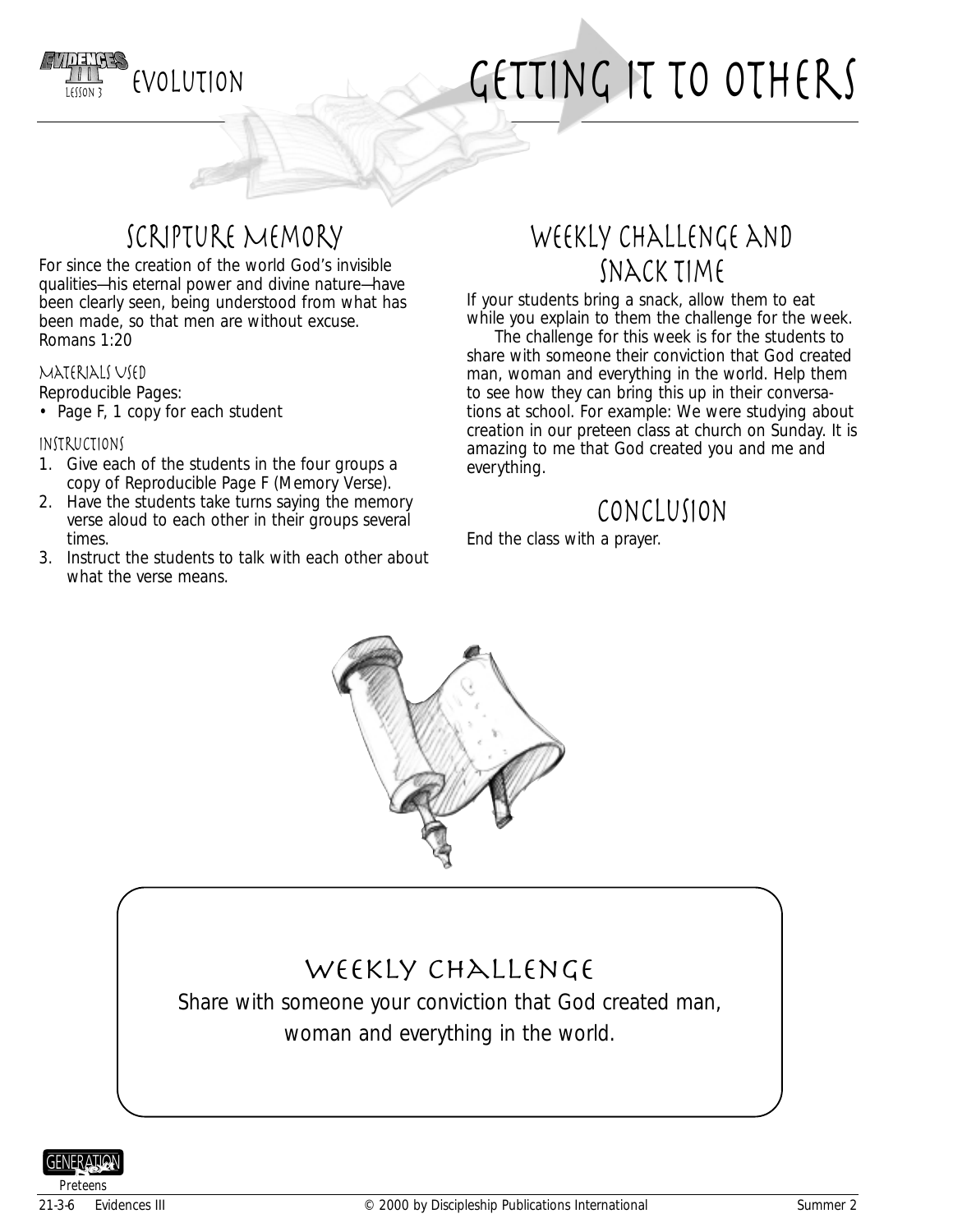# Evolution — Getting It to Others

## Scripture Memory

For since the creation of the world God's invisible qualities—his eternal power and divine nature—have been clearly seen, being understood from what has been made, so that men are without excuse. Romans 1:20

### Materials Used

Reproducible Pages:

- Page F, 1 copy for each student

### Instructions

1. Give each of the students in the four groups a copy of Reproducible Page F (Memory Verse).
2. Have the students take turns saying the memory verse aloud to each other in their groups several times.
3. Instruct the students to talk with each other about what the verse means.

## Weekly Challenge and Snack Time

If your students bring a snack, allow them to eat while you explain to them the challenge for the week.

The challenge for this week is for the students to share with someone their conviction that God created man, woman and everything in the world. Help them to see how they can bring this up in their conversations at school. For example: We were studying about creation in our preteen class at church on Sunday. It is amazing to me that God created you and me and everything.

## Conclusion

End the class with a prayer.

## Weekly Challenge

Share with someone your conviction that God created man, woman and everything in the world.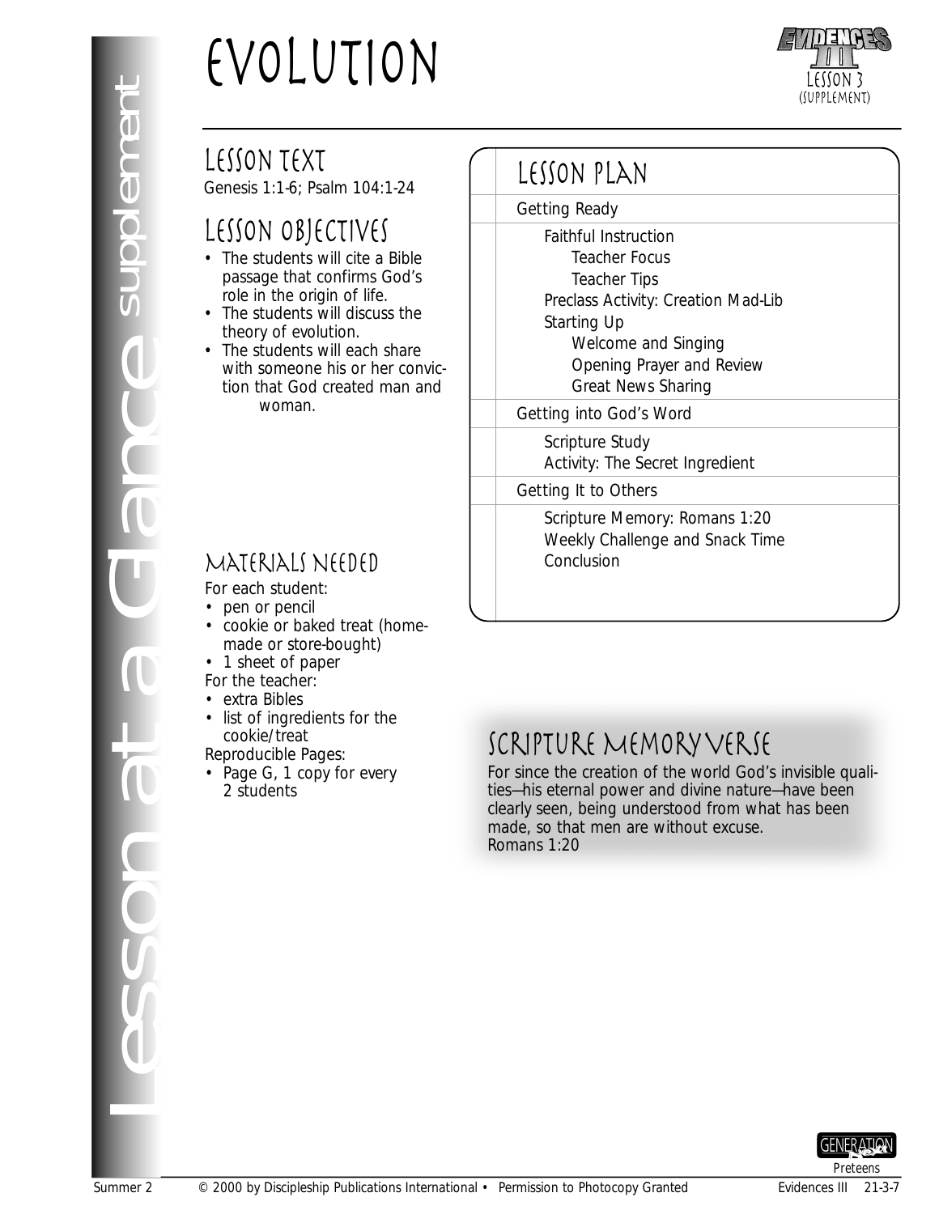# Evolution

Evidences III
Lesson 3
(Supplement)

## Lesson Text

Genesis 1:1-6; Psalm 104:1-24

## Lesson Objectives

- The students will cite a Bible passage that confirms God's role in the origin of life.
- The students will discuss the theory of evolution.
- The students will each share with someone his or her conviction that God created man and woman.

## Materials Needed

For each student:
- pen or pencil
- cookie or baked treat (homemade or store-bought)
- 1 sheet of paper

For the teacher:
- extra Bibles
- list of ingredients for the cookie/treat

Reproducible Pages:
- Page G, 1 copy for every 2 students

## Lesson Plan

Getting Ready
- Faithful Instruction
  - Teacher Focus
  - Teacher Tips
- Preclass Activity: Creation Mad-Lib
- Starting Up
  - Welcome and Singing
  - Opening Prayer and Review
  - Great News Sharing

Getting into God's Word
- Scripture Study
- Activity: The Secret Ingredient

Getting It to Others
- Scripture Memory: Romans 1:20
- Weekly Challenge and Snack Time
- Conclusion

## Scripture Memory Verse

For since the creation of the world God's invisible qualities—his eternal power and divine nature—have been clearly seen, being understood from what has been made, so that men are without excuse.
Romans 1:20

Lesson at a Glance supplement

Summer 2 © 2000 by Discipleship Publications International • Permission to Photocopy Granted Evidences III 21-3-7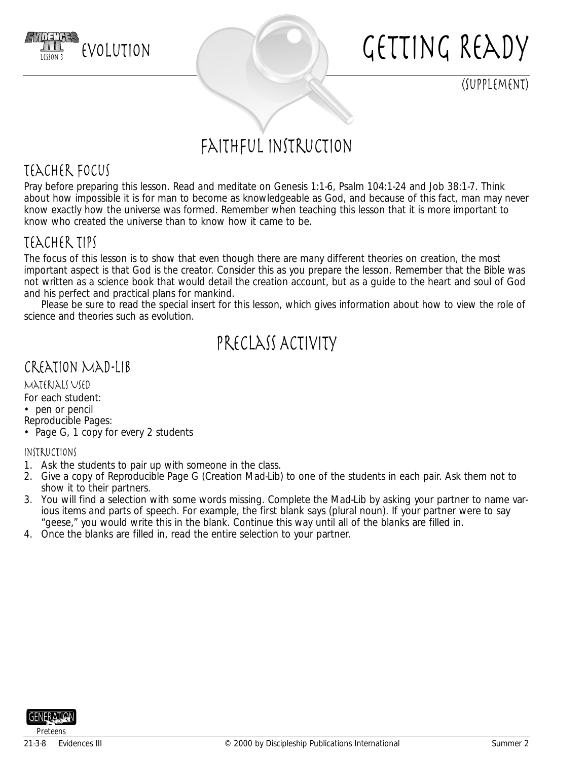# Getting Ready

(Supplement)

## Faithful Instruction

### Teacher Focus

Pray before preparing this lesson. Read and meditate on Genesis 1:1-6, Psalm 104:1-24 and Job 38:1-7. Think about how impossible it is for man to become as knowledgeable as God, and because of this fact, man may never know exactly how the universe was formed. Remember when teaching this lesson that it is more important to know who created the universe than to know how it came to be.

### Teacher Tips

The focus of this lesson is to show that even though there are many different theories on creation, the most important aspect is that God is the creator. Consider this as you prepare the lesson. Remember that the Bible was not written as a science book that would detail the creation account, but as a guide to the heart and soul of God and his perfect and practical plans for mankind.

Please be sure to read the special insert for this lesson, which gives information about how to view the role of science and theories such as evolution.

## Preclass Activity

### Creation Mad-Lib

#### Materials Used

For each student:
- pen or pencil

Reproducible Pages:
- Page G, 1 copy for every 2 students

#### Instructions

1. Ask the students to pair up with someone in the class.
2. Give a copy of Reproducible Page G (Creation Mad-Lib) to one of the students in each pair. Ask them not to show it to their partners.
3. You will find a selection with some words missing. Complete the Mad-Lib by asking your partner to name various items and parts of speech. For example, the first blank says (plural noun). If your partner were to say "geese," you would write this in the blank. Continue this way until all of the blanks are filled in.
4. Once the blanks are filled in, read the entire selection to your partner.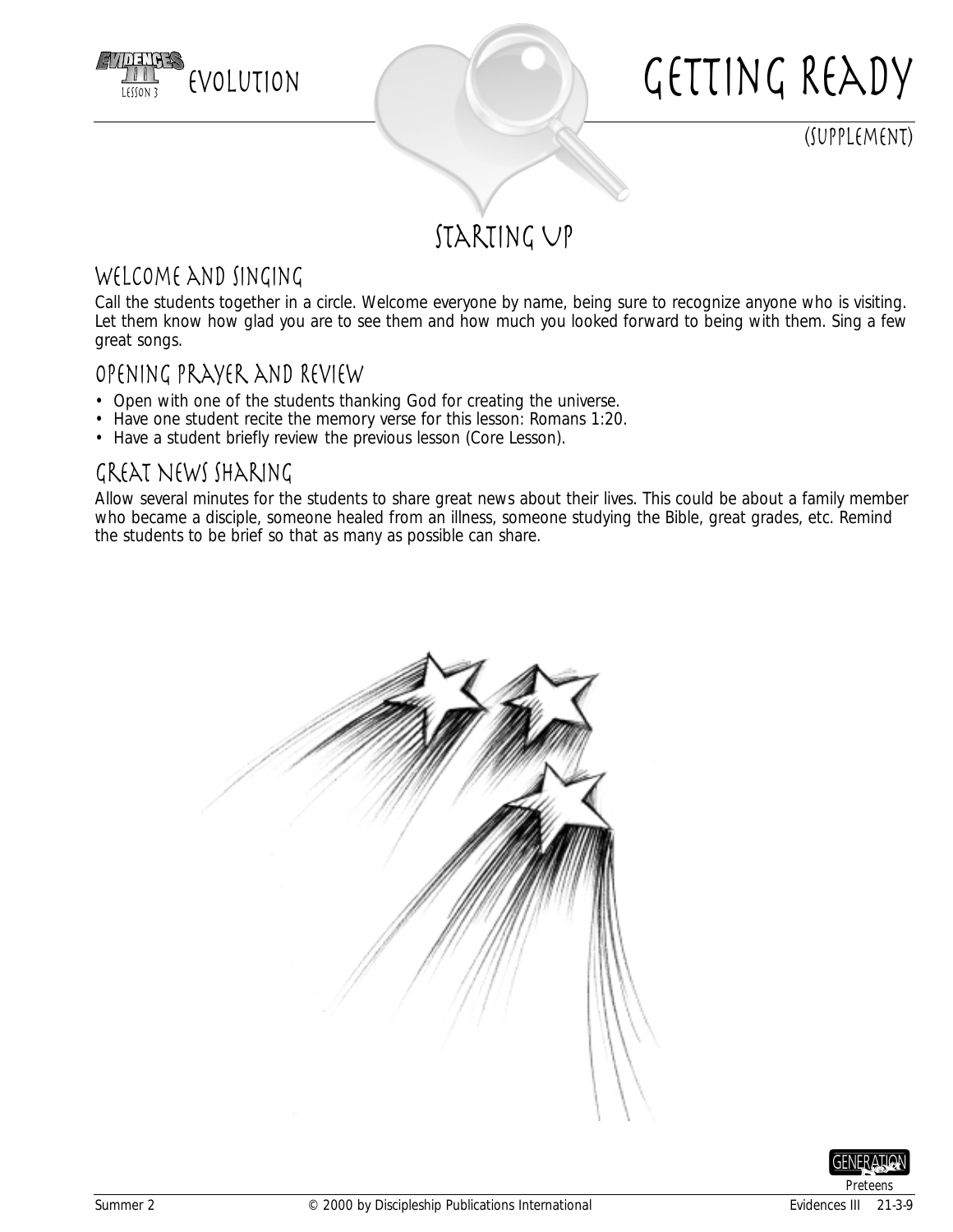# Evolution — Getting Ready

(Supplement)

## Starting Up

### Welcome and Singing

Call the students together in a circle. Welcome everyone by name, being sure to recognize anyone who is visiting. Let them know how glad you are to see them and how much you looked forward to being with them. Sing a few great songs.

### Opening Prayer and Review

- Open with one of the students thanking God for creating the universe.
- Have one student recite the memory verse for this lesson: Romans 1:20.
- Have a student briefly review the previous lesson (Core Lesson).

### Great News Sharing

Allow several minutes for the students to share great news about their lives. This could be about a family member who became a disciple, someone healed from an illness, someone studying the Bible, great grades, etc. Remind the students to be brief so that as many as possible can share.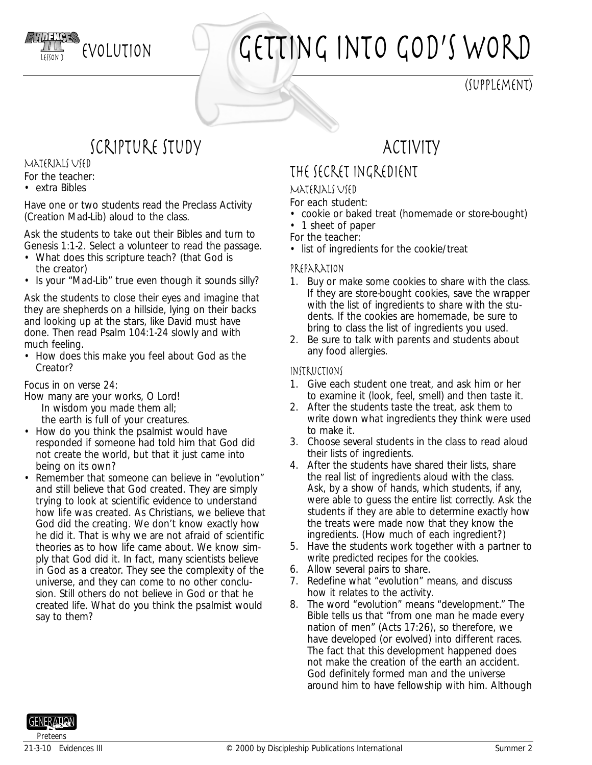# EVOLUTION — GETTING INTO GOD'S WORD

(SUPPLEMENT)

## SCRIPTURE STUDY

### MATERIALS USED

For the teacher:

- extra Bibles

Have one or two students read the Preclass Activity (Creation Mad-Lib) aloud to the class.

Ask the students to take out their Bibles and turn to Genesis 1:1-2. Select a volunteer to read the passage.

- What does this scripture teach? (that God is the creator)
- Is your "Mad-Lib" true even though it sounds silly?

Ask the students to close their eyes and imagine that they are shepherds on a hillside, lying on their backs and looking up at the stars, like David must have done. Then read Psalm 104:1-24 slowly and with much feeling.

- How does this make you feel about God as the Creator?

Focus in on verse 24:

How many are your works, O Lord!
In wisdom you made them all;
the earth is full of your creatures.

- How do you think the psalmist would have responded if someone had told him that God did not create the world, but that it just came into being on its own?
- Remember that someone can believe in "evolution" and still believe that God created. They are simply trying to look at scientific evidence to understand how life was created. As Christians, we believe that God did the creating. We don't know exactly how he did it. That is why we are not afraid of scientific theories as to how life came about. We know simply that God did it. In fact, many scientists believe in God as a creator. They see the complexity of the universe, and they can come to no other conclusion. Still others do not believe in God or that he created life. What do you think the psalmist would say to them?

## ACTIVITY

### THE SECRET INGREDIENT

#### MATERIALS USED

For each student:

- cookie or baked treat (homemade or store-bought)
- 1 sheet of paper

For the teacher:

- list of ingredients for the cookie/treat

#### PREPARATION

1. Buy or make some cookies to share with the class. If they are store-bought cookies, save the wrapper with the list of ingredients to share with the students. If the cookies are homemade, be sure to bring to class the list of ingredients you used.
2. Be sure to talk with parents and students about any food allergies.

#### INSTRUCTIONS

1. Give each student one treat, and ask him or her to examine it (look, feel, smell) and then taste it.
2. After the students taste the treat, ask them to write down what ingredients they think were used to make it.
3. Choose several students in the class to read aloud their lists of ingredients.
4. After the students have shared their lists, share the real list of ingredients aloud with the class. Ask, by a show of hands, which students, if any, were able to guess the entire list correctly. Ask the students if they are able to determine exactly how the treats were made now that they know the ingredients. (How much of each ingredient?)
5. Have the students work together with a partner to write predicted recipes for the cookies.
6. Allow several pairs to share.
7. Redefine what "evolution" means, and discuss how it relates to the activity.
8. The word "evolution" means "development." The Bible tells us that "from one man he made every nation of men" (Acts 17:26), so therefore, we have developed (or evolved) into different races. The fact that this development happened does not make the creation of the earth an accident. God definitely formed man and the universe around him to have fellowship with him. Although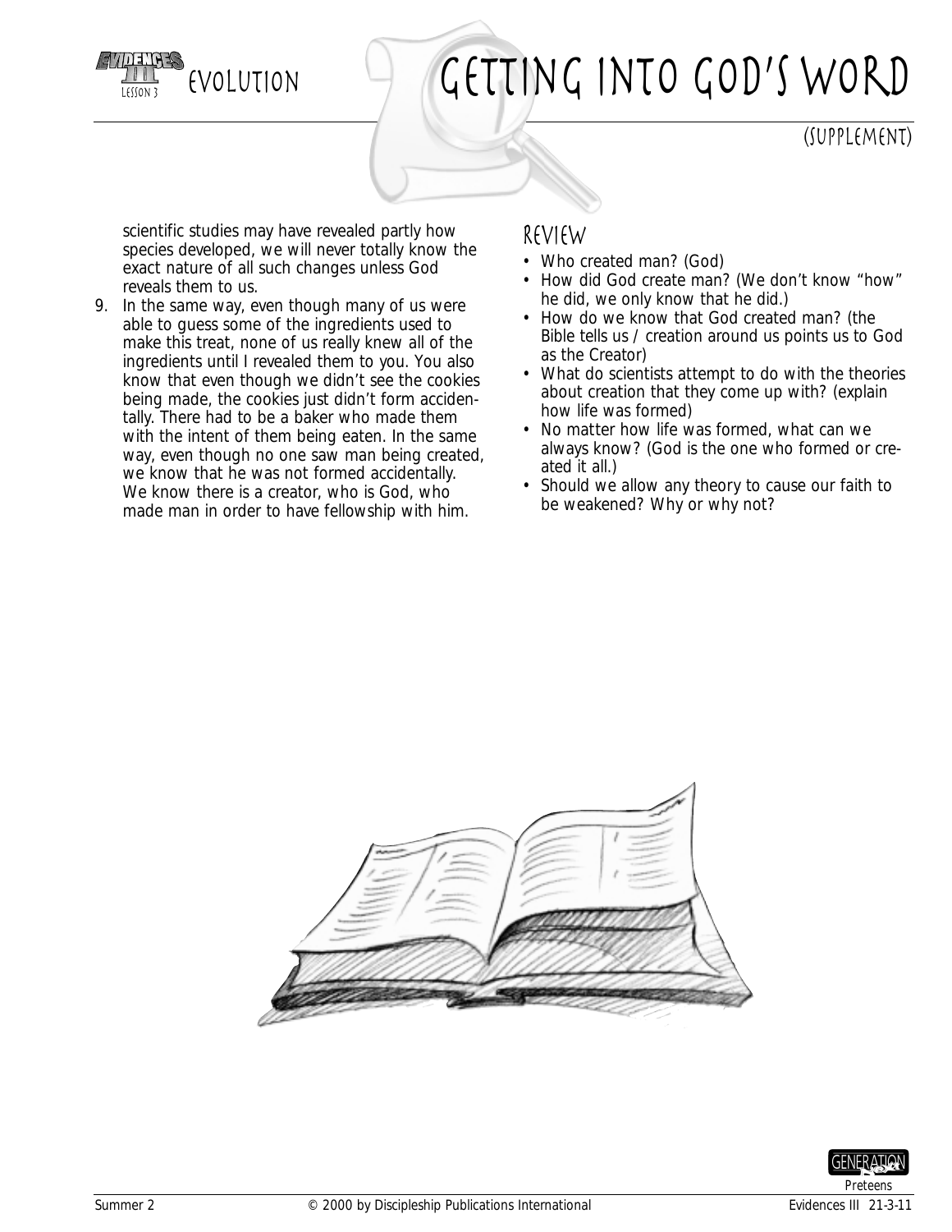# Getting Into God's Word

(Supplement)

scientific studies may have revealed partly how species developed, we will never totally know the exact nature of all such changes unless God reveals them to us.

9. In the same way, even though many of us were able to guess some of the ingredients used to make this treat, none of us really knew all of the ingredients until I revealed them to you. You also know that even though we didn't see the cookies being made, the cookies just didn't form accidentally. There had to be a baker who made them with the intent of them being eaten. In the same way, even though no one saw man being created, we know that he was not formed accidentally. We know there is a creator, who is God, who made man in order to have fellowship with him.

## Review

- Who created man? (God)
- How did God create man? (We don't know "how" he did, we only know that he did.)
- How do we know that God created man? (the Bible tells us / creation around us points us to God as the Creator)
- What do scientists attempt to do with the theories about creation that they come up with? (explain how life was formed)
- No matter how life was formed, what can we always know? (God is the one who formed or created it all.)
- Should we allow any theory to cause our faith to be weakened? Why or why not?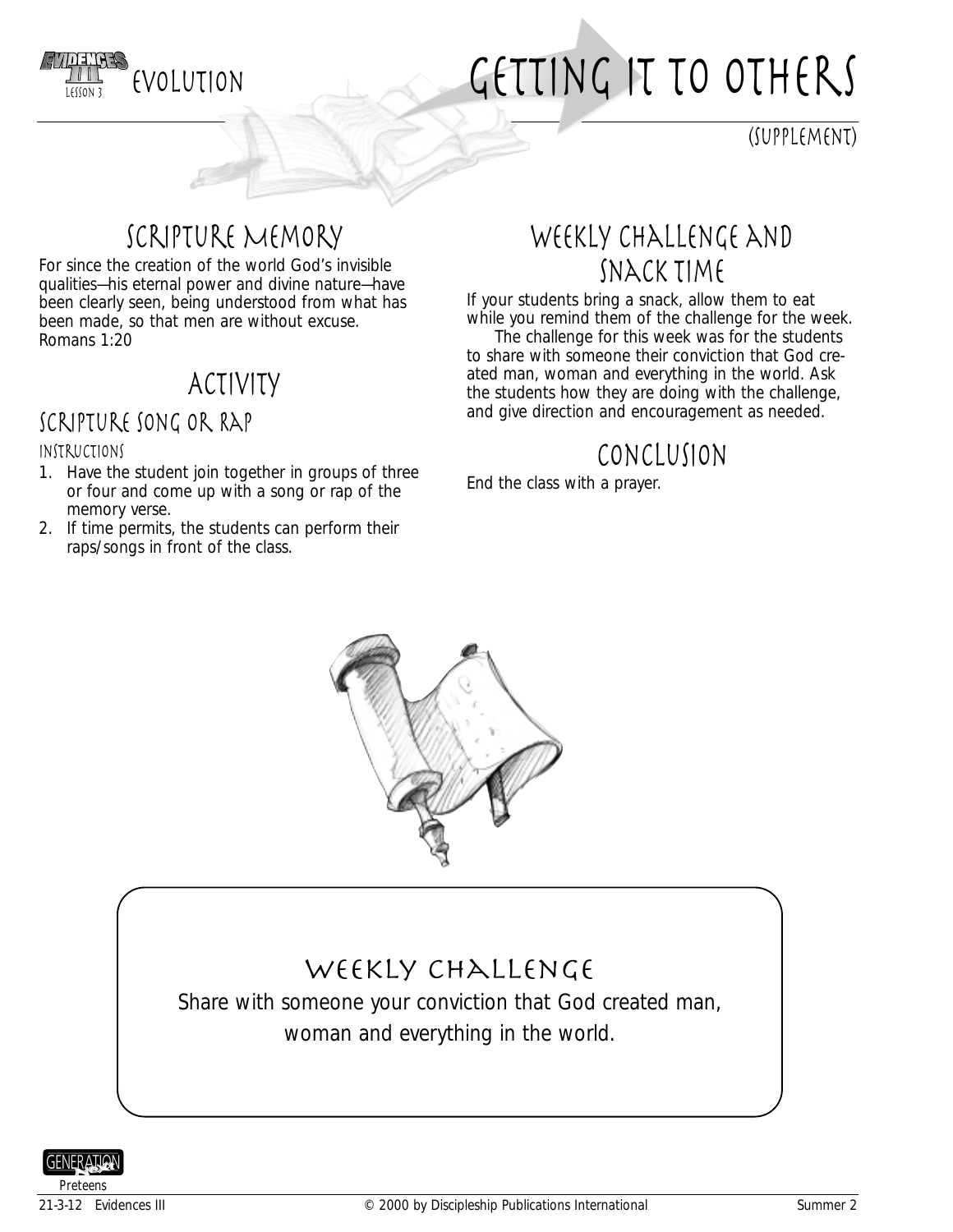# Getting It to Others

Evolution — Lesson 3

(Supplement)

## Scripture Memory

For since the creation of the world God's invisible qualities—his eternal power and divine nature—have been clearly seen, being understood from what has been made, so that men are without excuse.
Romans 1:20

## Activity

### Scripture Song or Rap

#### Instructions

1. Have the student join together in groups of three or four and come up with a song or rap of the memory verse.
2. If time permits, the students can perform their raps/songs in front of the class.

## Weekly Challenge and Snack Time

If your students bring a snack, allow them to eat while you remind them of the challenge for the week.

The challenge for this week was for the students to share with someone their conviction that God created man, woman and everything in the world. Ask the students how they are doing with the challenge, and give direction and encouragement as needed.

## Conclusion

End the class with a prayer.

## Weekly Challenge

Share with someone your conviction that God created man, woman and everything in the world.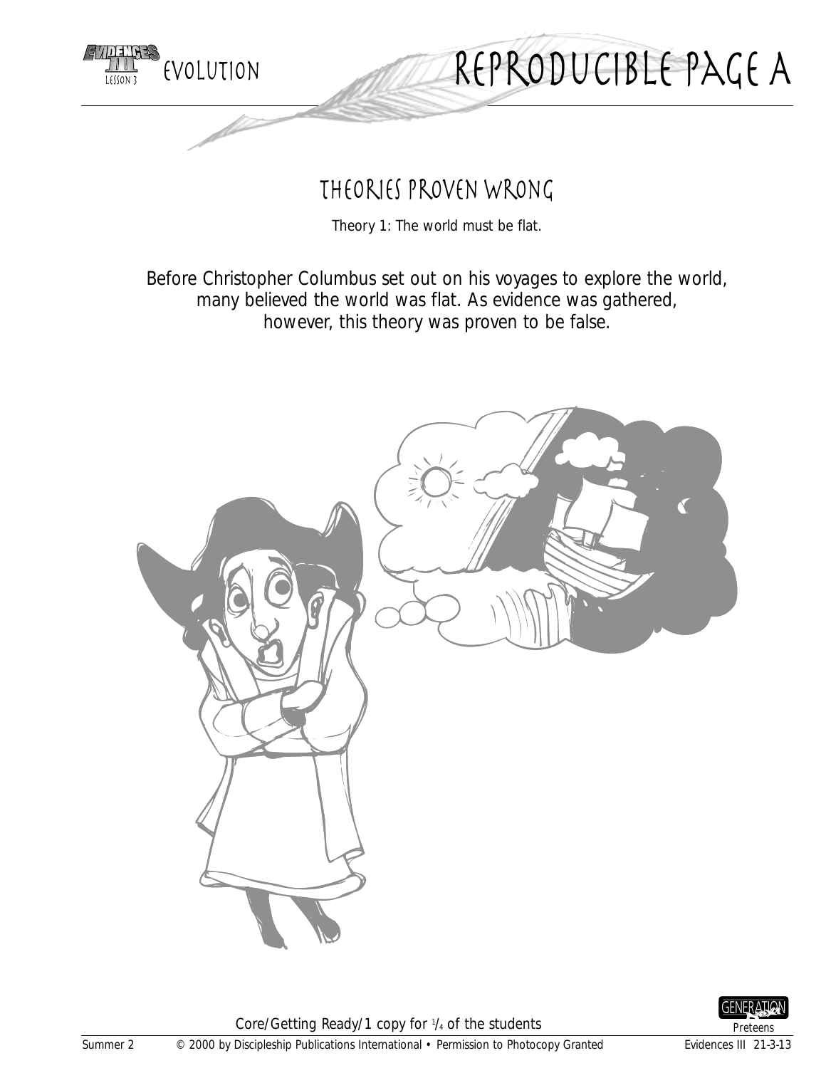# REPRODUCIBLE PAGE A

## THEORIES PROVEN WRONG

Theory 1: The world must be flat.

Before Christopher Columbus set out on his voyages to explore the world, many believed the world was flat. As evidence was gathered, however, this theory was proven to be false.

Core/Getting Ready/1 copy for 1/4 of the students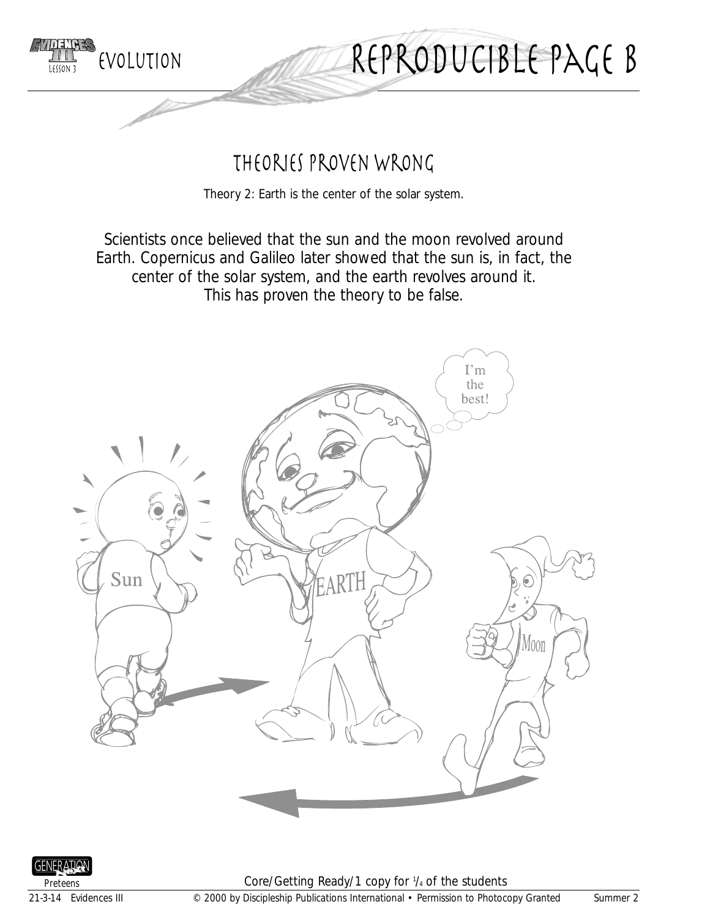# REPRODUCIBLE PAGE B

## THEORIES PROVEN WRONG

Theory 2: Earth is the center of the solar system.

Scientists once believed that the sun and the moon revolved around Earth. Copernicus and Galileo later showed that the sun is, in fact, the center of the solar system, and the earth revolves around it. This has proven the theory to be false.

Core/Getting Ready/1 copy for 1/4 of the students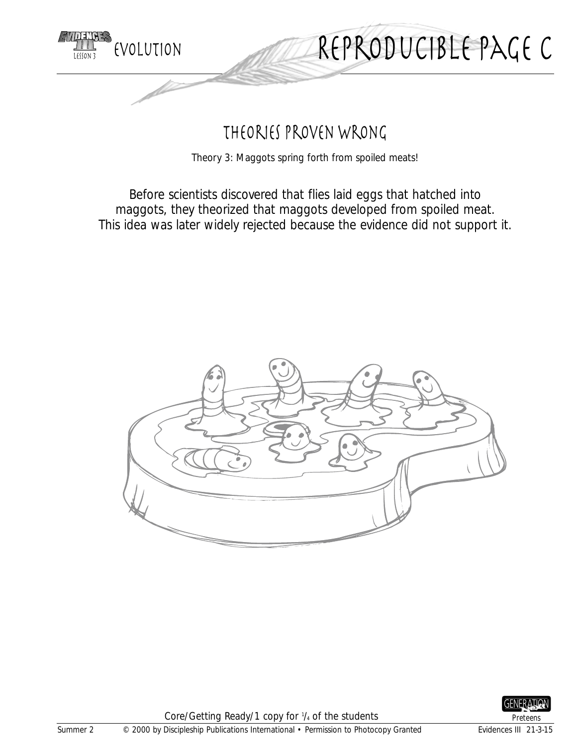# Theories Proven Wrong

Theory 3: Maggots spring forth from spoiled meats!

Before scientists discovered that flies laid eggs that hatched into maggots, they theorized that maggots developed from spoiled meat. This idea was later widely rejected because the evidence did not support it.

Core/Getting Ready/1 copy for 1/4 of the students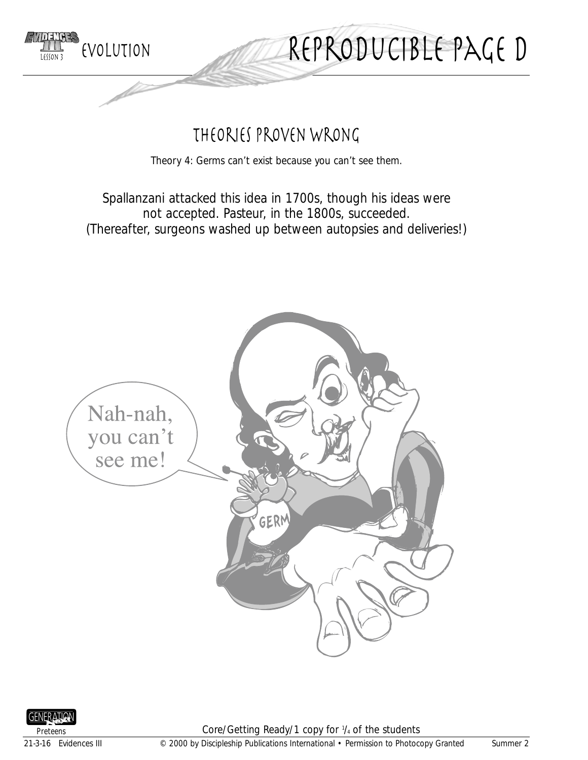# REPRODUCIBLE PAGE D

## THEORIES PROVEN WRONG

Theory 4: Germs can't exist because you can't see them.

Spallanzani attacked this idea in 1700s, though his ideas were not accepted. Pasteur, in the 1800s, succeeded. (Thereafter, surgeons washed up between autopsies and deliveries!)

Nah-nah, you can't see me!

GERM

Core/Getting Ready/1 copy for 1/4 of the students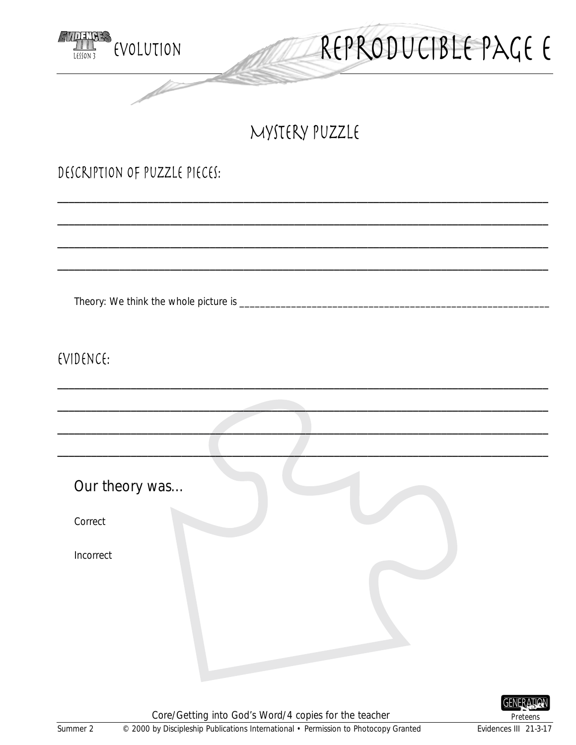# Reproducible Page E

## Mystery Puzzle

### Description of Puzzle Pieces:

______________________________________________________________________________

______________________________________________________________________________

______________________________________________________________________________

______________________________________________________________________________

Theory: We think the whole picture is ____________________________________________

### Evidence:

______________________________________________________________________________

______________________________________________________________________________

______________________________________________________________________________

______________________________________________________________________________

Our theory was...

Correct

Incorrect

Core/Getting into God's Word/4 copies for the teacher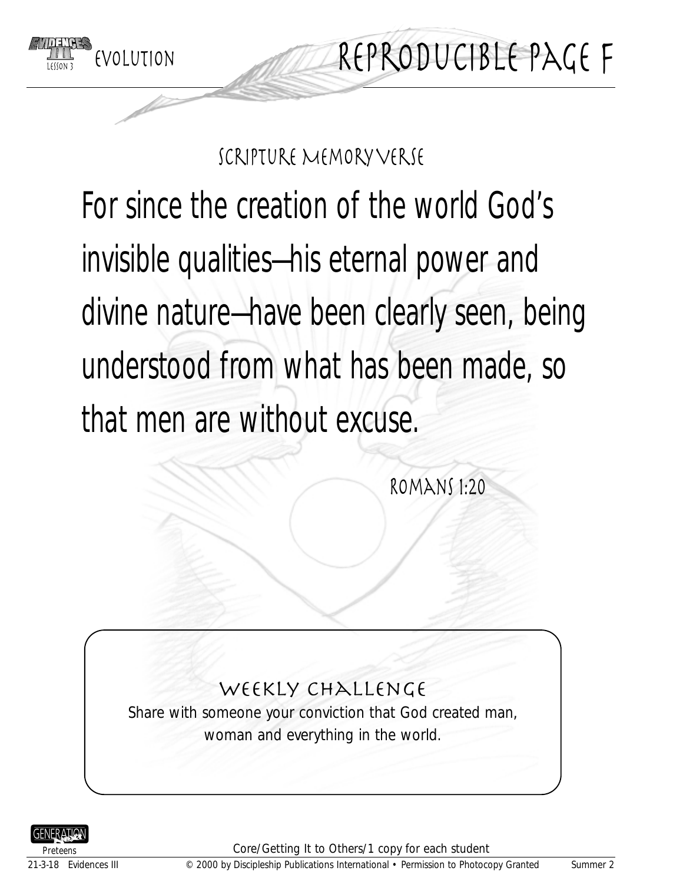# Reproducible Page F

## Scripture Memory Verse

For since the creation of the world God's invisible qualities—his eternal power and divine nature—have been clearly seen, being understood from what has been made, so that men are without excuse.

Romans 1:20

### Weekly Challenge

Share with someone your conviction that God created man, woman and everything in the world.

Core/Getting It to Others/1 copy for each student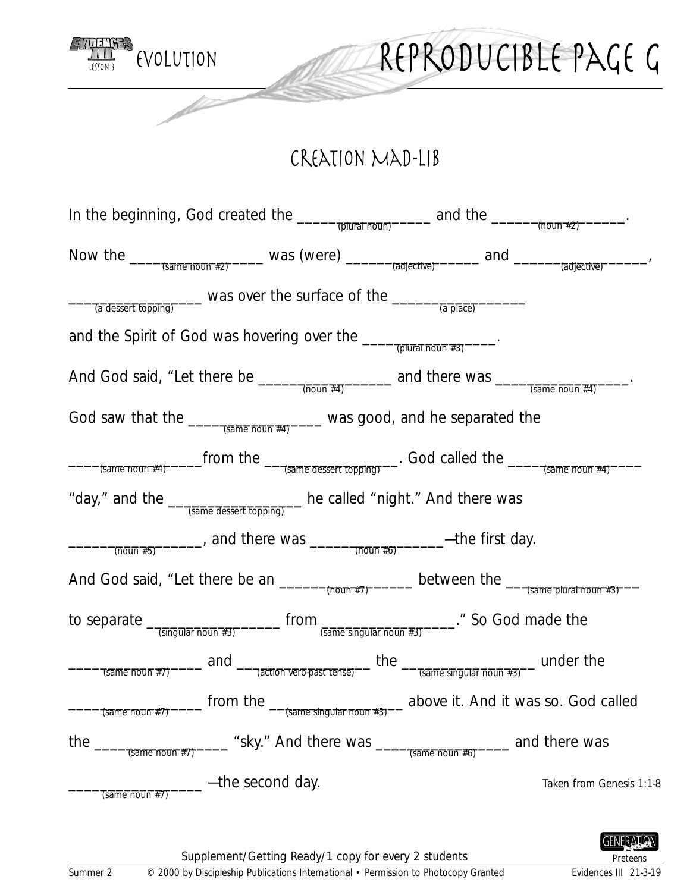# Creation Mad-Lib

In the beginning, God created the ________(plural noun)________ and the ________(noun #2)________.

Now the ________(same noun #2)________ was (were) ________(adjective)________ and ________(adjective)________,

________(a dessert topping)________ was over the surface of the ________(a place)________

and the Spirit of God was hovering over the ________(plural noun #3)________.

And God said, "Let there be ________(noun #4)________ and there was ________(same noun #4)________.

God saw that the ________(same noun #4)________ was good, and he separated the

________(same noun #4)________from the ________(same dessert topping)________. God called the ________(same noun #4)________

"day," and the ________(same dessert topping)________ he called "night." And there was

________(noun #5)________, and there was ________(noun #6)________—the first day.

And God said, "Let there be an ________(noun #7)________ between the ________(same plural noun #3)________

to separate ________(singular noun #3)________ from ________(same singular noun #3)________." So God made the

________(same noun #7)________ and ________(action verb-past tense)________ the ________(same singular noun #3)________ under the

________(same noun #7)________ from the ________(same singular noun #3)________ above it. And it was so. God called

the ________(same noun #7)________ "sky." And there was ________(same noun #6)________ and there was

________(same noun #7)________ —the second day.

Taken from Genesis 1:1-8

Supplement/Getting Ready/1 copy for every 2 students

© 2000 by Discipleship Publications International • Permission to Photocopy Granted